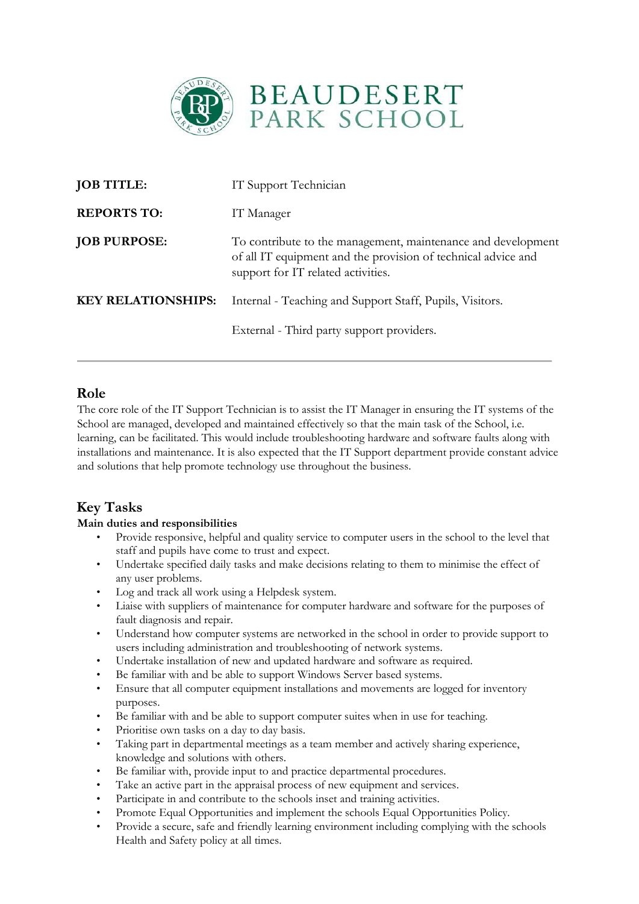# BEAUDESERT PARK SCHOOL

| | |
|---|---|
| **JOB TITLE:** | IT Support Technician |
| **REPORTS TO:** | IT Manager |
| **JOB PURPOSE:** | To contribute to the management, maintenance and development of all IT equipment and the provision of technical advice and support for IT related activities. |
| **KEY RELATIONSHIPS:** | Internal - Teaching and Support Staff, Pupils, Visitors. |
| | External - Third party support providers. |

---

## Role

The core role of the IT Support Technician is to assist the IT Manager in ensuring the IT systems of the School are managed, developed and maintained effectively so that the main task of the School, i.e. learning, can be facilitated. This would include troubleshooting hardware and software faults along with installations and maintenance. It is also expected that the IT Support department provide constant advice and solutions that help promote technology use throughout the business.

## Key Tasks

**Main duties and responsibilities**

- Provide responsive, helpful and quality service to computer users in the school to the level that staff and pupils have come to trust and expect.
- Undertake specified daily tasks and make decisions relating to them to minimise the effect of any user problems.
- Log and track all work using a Helpdesk system.
- Liaise with suppliers of maintenance for computer hardware and software for the purposes of fault diagnosis and repair.
- Understand how computer systems are networked in the school in order to provide support to users including administration and troubleshooting of network systems.
- Undertake installation of new and updated hardware and software as required.
- Be familiar with and be able to support Windows Server based systems.
- Ensure that all computer equipment installations and movements are logged for inventory purposes.
- Be familiar with and be able to support computer suites when in use for teaching.
- Prioritise own tasks on a day to day basis.
- Taking part in departmental meetings as a team member and actively sharing experience, knowledge and solutions with others.
- Be familiar with, provide input to and practice departmental procedures.
- Take an active part in the appraisal process of new equipment and services.
- Participate in and contribute to the schools inset and training activities.
- Promote Equal Opportunities and implement the schools Equal Opportunities Policy.
- Provide a secure, safe and friendly learning environment including complying with the schools Health and Safety policy at all times.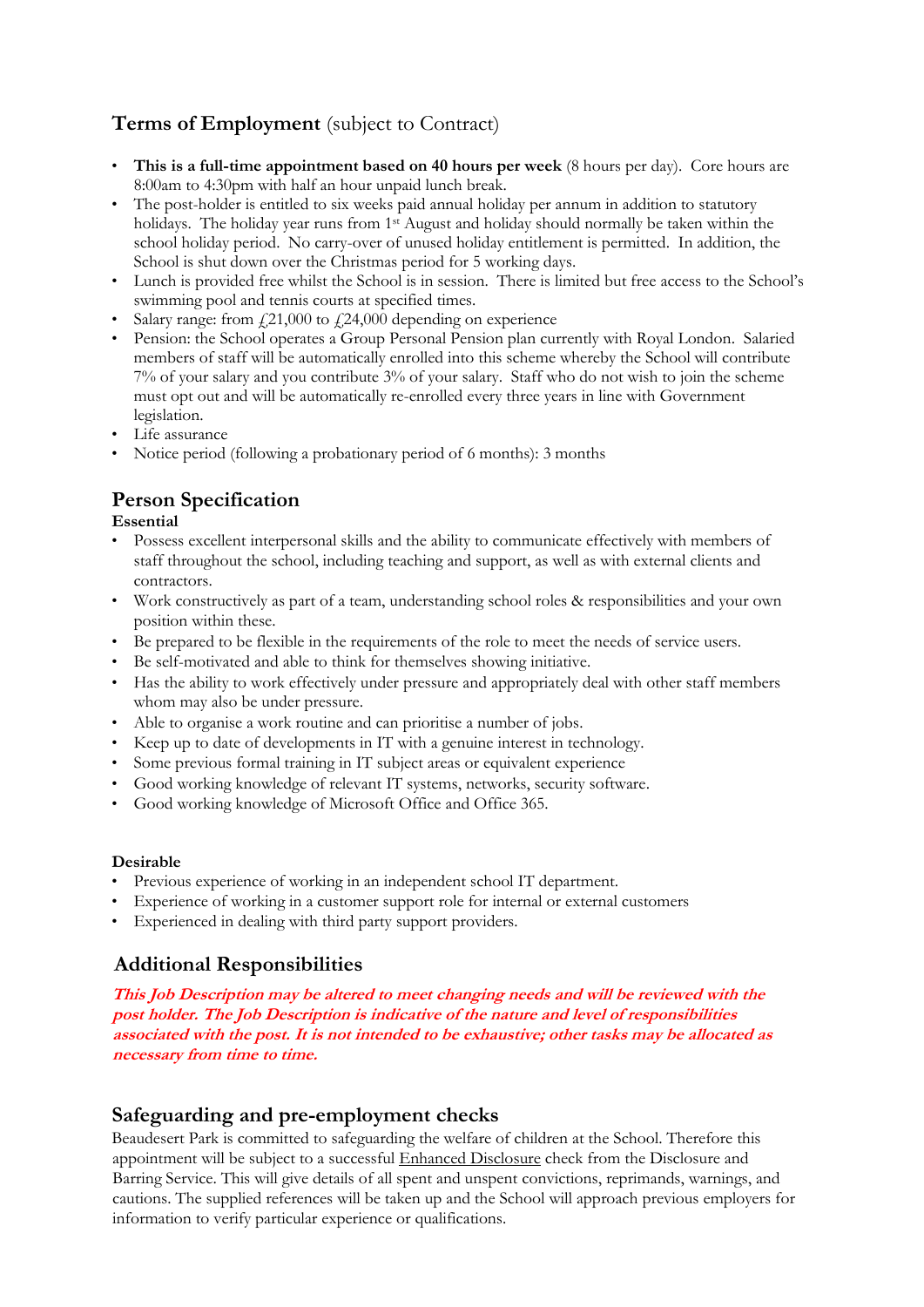## Terms of Employment (subject to Contract)

- **This is a full-time appointment based on 40 hours per week** (8 hours per day). Core hours are 8:00am to 4:30pm with half an hour unpaid lunch break.
- The post-holder is entitled to six weeks paid annual holiday per annum in addition to statutory holidays. The holiday year runs from 1st August and holiday should normally be taken within the school holiday period. No carry-over of unused holiday entitlement is permitted. In addition, the School is shut down over the Christmas period for 5 working days.
- Lunch is provided free whilst the School is in session. There is limited but free access to the School's swimming pool and tennis courts at specified times.
- Salary range: from £21,000 to £24,000 depending on experience
- Pension: the School operates a Group Personal Pension plan currently with Royal London. Salaried members of staff will be automatically enrolled into this scheme whereby the School will contribute 7% of your salary and you contribute 3% of your salary. Staff who do not wish to join the scheme must opt out and will be automatically re-enrolled every three years in line with Government legislation.
- Life assurance
- Notice period (following a probationary period of 6 months): 3 months

## Person Specification

**Essential**

- Possess excellent interpersonal skills and the ability to communicate effectively with members of staff throughout the school, including teaching and support, as well as with external clients and contractors.
- Work constructively as part of a team, understanding school roles & responsibilities and your own position within these.
- Be prepared to be flexible in the requirements of the role to meet the needs of service users.
- Be self-motivated and able to think for themselves showing initiative.
- Has the ability to work effectively under pressure and appropriately deal with other staff members whom may also be under pressure.
- Able to organise a work routine and can prioritise a number of jobs.
- Keep up to date of developments in IT with a genuine interest in technology.
- Some previous formal training in IT subject areas or equivalent experience
- Good working knowledge of relevant IT systems, networks, security software.
- Good working knowledge of Microsoft Office and Office 365.

**Desirable**

- Previous experience of working in an independent school IT department.
- Experience of working in a customer support role for internal or external customers
- Experienced in dealing with third party support providers.

## Additional Responsibilities

***This Job Description may be altered to meet changing needs and will be reviewed with the post holder. The Job Description is indicative of the nature and level of responsibilities associated with the post. It is not intended to be exhaustive; other tasks may be allocated as necessary from time to time.***

## Safeguarding and pre-employment checks

Beaudesert Park is committed to safeguarding the welfare of children at the School. Therefore this appointment will be subject to a successful Enhanced Disclosure check from the Disclosure and Barring Service. This will give details of all spent and unspent convictions, reprimands, warnings, and cautions. The supplied references will be taken up and the School will approach previous employers for information to verify particular experience or qualifications.